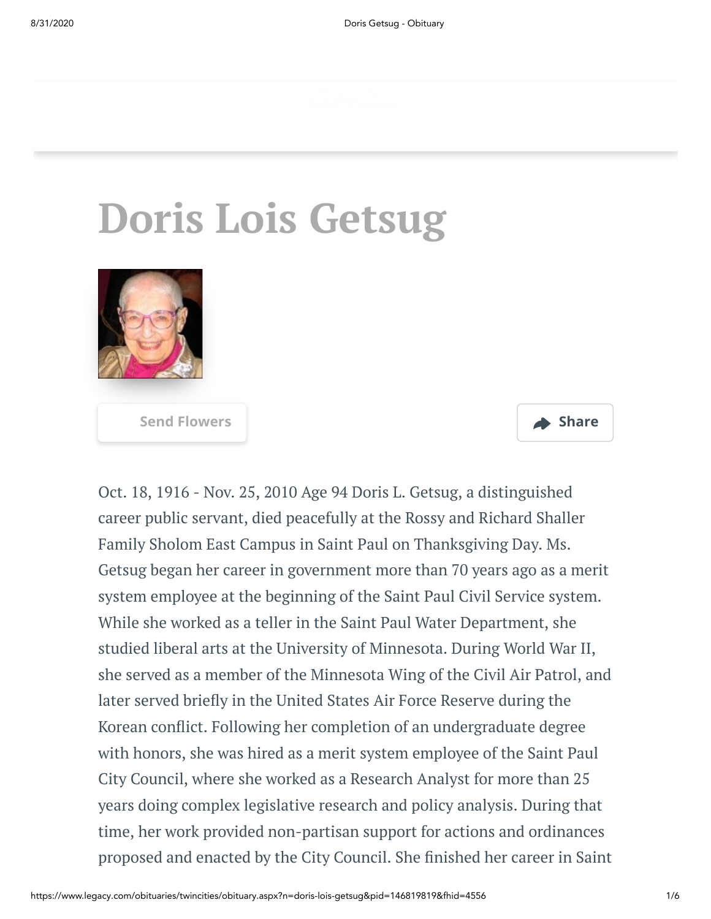# Doris Lois Getsug

Send Flowers

Share

Oct. 18, 1916 - Nov. 25, 2010 Age 94 Doris L. Getsug, a distinguished career public servant, died peacefully at the Rossy and Richard Shaller Family Sholom East Campus in Saint Paul on Thanksgiving Day. Ms. Getsug began her career in government more than 70 years ago as a merit system employee at the beginning of the Saint Paul Civil Service system. While she worked as a teller in the Saint Paul Water Department, she studied liberal arts at the University of Minnesota. During World War II, she served as a member of the Minnesota Wing of the Civil Air Patrol, and later served briefly in the United States Air Force Reserve during the Korean conflict. Following her completion of an undergraduate degree with honors, she was hired as a merit system employee of the Saint Paul City Council, where she worked as a Research Analyst for more than 25 years doing complex legislative research and policy analysis. During that time, her work provided non-partisan support for actions and ordinances proposed and enacted by the City Council. She finished her career in Saint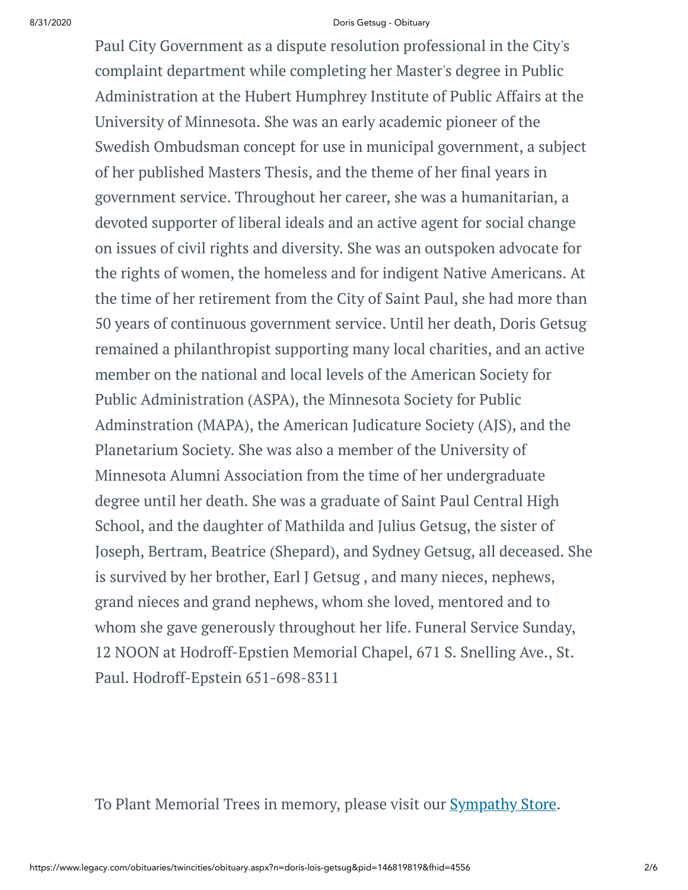Paul City Government as a dispute resolution professional in the City's complaint department while completing her Master's degree in Public Administration at the Hubert Humphrey Institute of Public Affairs at the University of Minnesota. She was an early academic pioneer of the Swedish Ombudsman concept for use in municipal government, a subject of her published Masters Thesis, and the theme of her final years in government service. Throughout her career, she was a humanitarian, a devoted supporter of liberal ideals and an active agent for social change on issues of civil rights and diversity. She was an outspoken advocate for the rights of women, the homeless and for indigent Native Americans. At the time of her retirement from the City of Saint Paul, she had more than 50 years of continuous government service. Until her death, Doris Getsug remained a philanthropist supporting many local charities, and an active member on the national and local levels of the American Society for Public Administration (ASPA), the Minnesota Society for Public Adminstration (MAPA), the American Judicature Society (AJS), and the Planetarium Society. She was also a member of the University of Minnesota Alumni Association from the time of her undergraduate degree until her death. She was a graduate of Saint Paul Central High School, and the daughter of Mathilda and Julius Getsug, the sister of Joseph, Bertram, Beatrice (Shepard), and Sydney Getsug, all deceased. She is survived by her brother, Earl J Getsug , and many nieces, nephews, grand nieces and grand nephews, whom she loved, mentored and to whom she gave generously throughout her life. Funeral Service Sunday, 12 NOON at Hodroff-Epstien Memorial Chapel, 671 S. Snelling Ave., St. Paul. Hodroff-Epstein 651-698-8311

To Plant Memorial Trees in memory, please visit our Sympathy Store.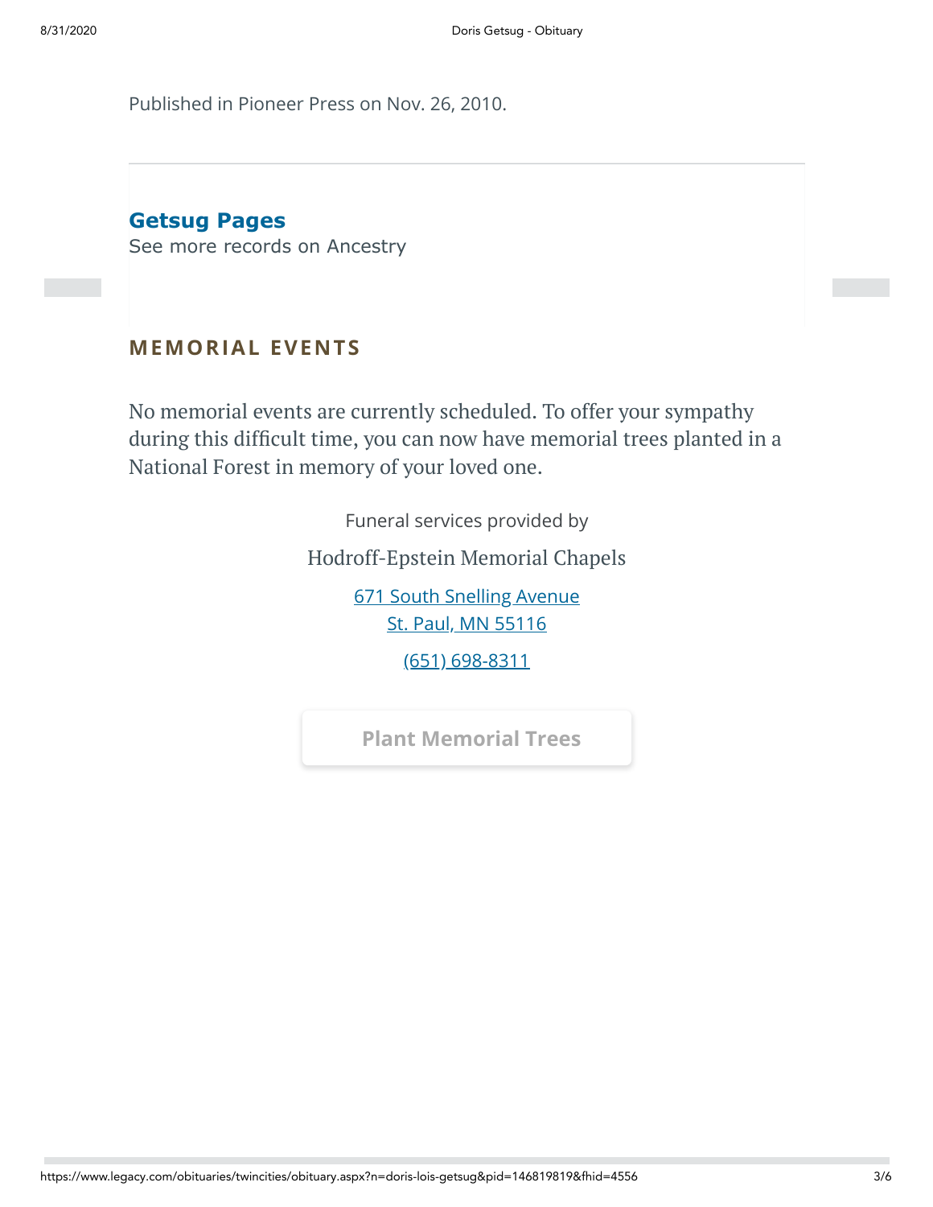Published in Pioneer Press on Nov. 26, 2010.

**Getsug Pages**
See more records on Ancestry

## MEMORIAL EVENTS

No memorial events are currently scheduled. To offer your sympathy during this difficult time, you can now have memorial trees planted in a National Forest in memory of your loved one.

Funeral services provided by

Hodroff-Epstein Memorial Chapels

671 South Snelling Avenue
St. Paul, MN 55116

(651) 698-8311

Plant Memorial Trees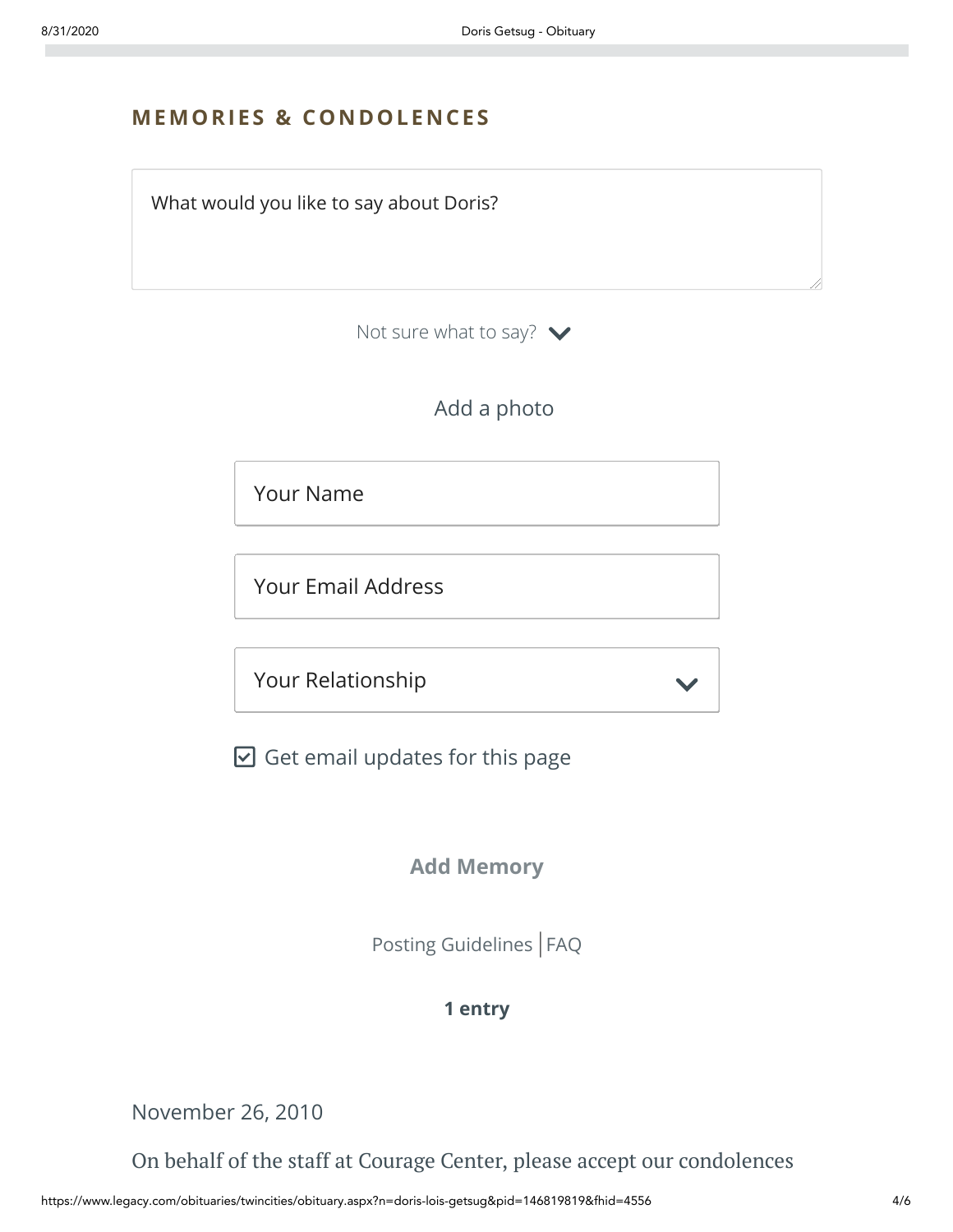## MEMORIES & CONDOLENCES

What would you like to say about Doris?

Not sure what to say?

Add a photo

Your Name

Your Email Address

Your Relationship

☑ Get email updates for this page

**Add Memory**

Posting Guidelines | FAQ

**1 entry**

November 26, 2010

On behalf of the staff at Courage Center, please accept our condolences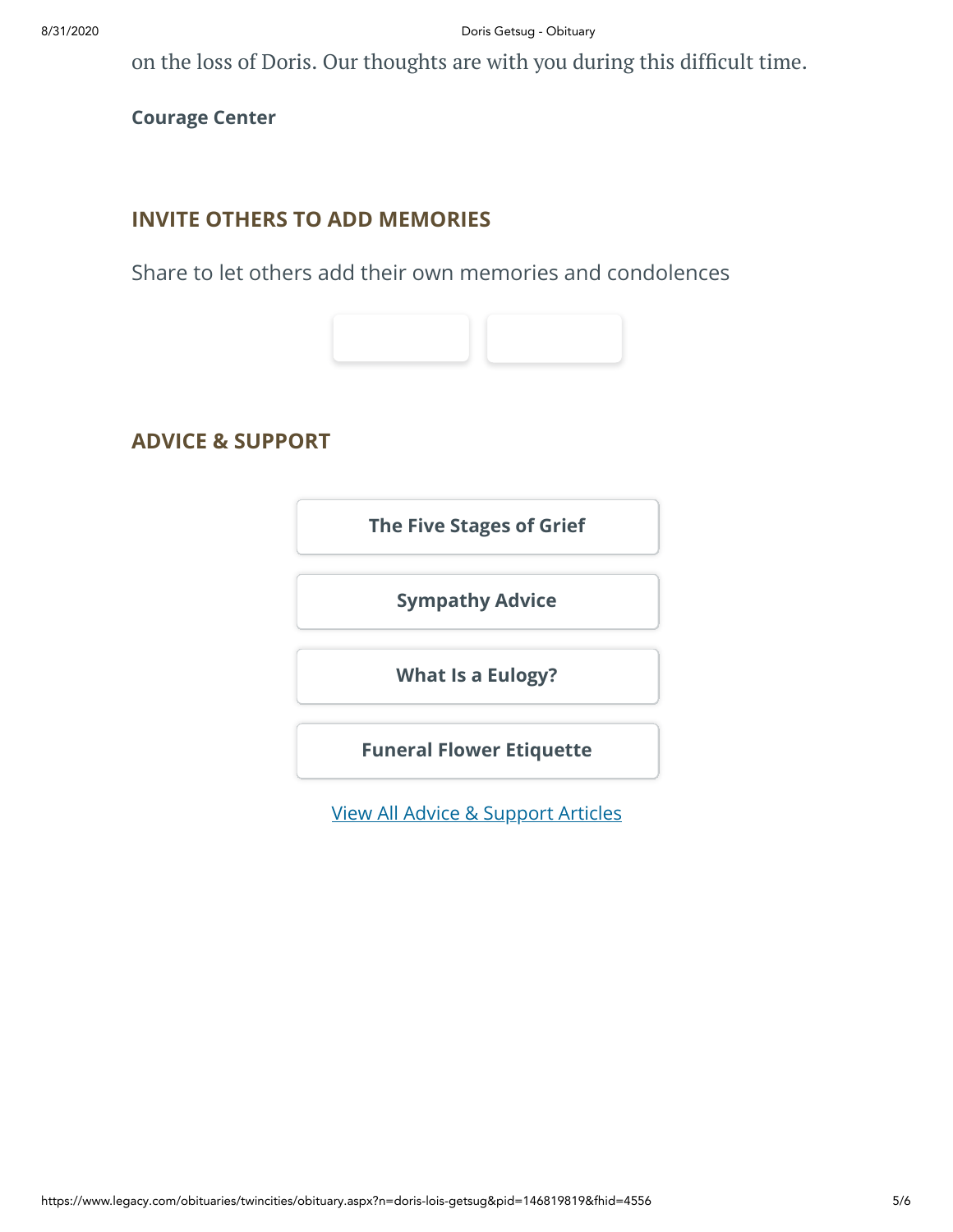on the loss of Doris. Our thoughts are with you during this difficult time.

**Courage Center**

## INVITE OTHERS TO ADD MEMORIES

Share to let others add their own memories and condolences

## ADVICE & SUPPORT

**The Five Stages of Grief**

**Sympathy Advice**

**What Is a Eulogy?**

**Funeral Flower Etiquette**

View All Advice & Support Articles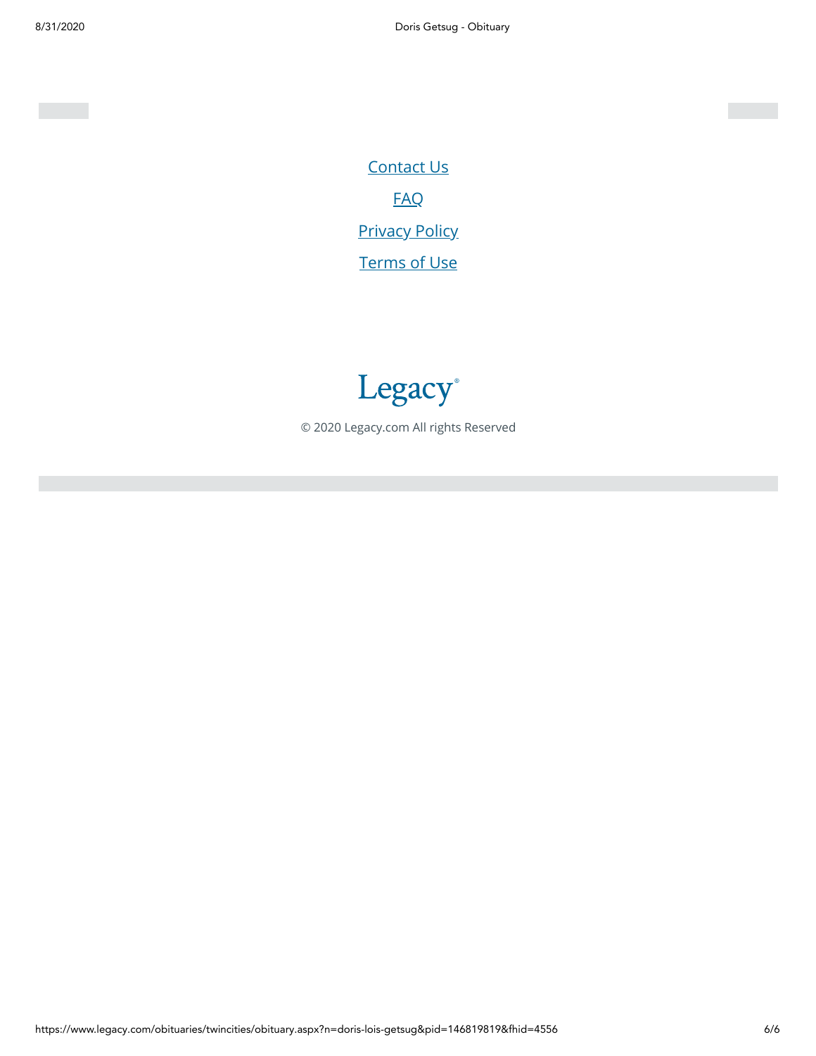Contact Us

FAQ

Privacy Policy

Terms of Use

Legacy®

© 2020 Legacy.com All rights Reserved